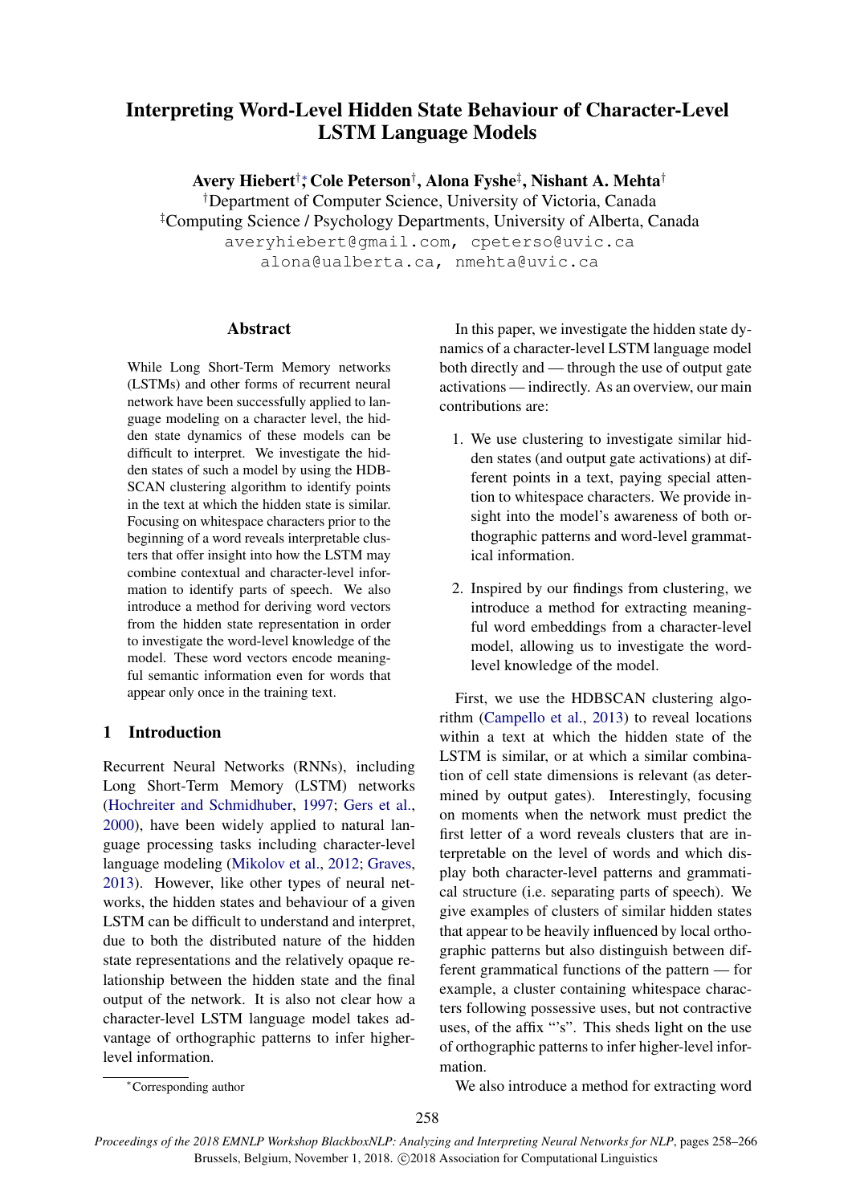# Interpreting Word-Level Hidden State Behaviour of Character-Level LSTM Language Models

**Avery Hiebert**[†][*], **Cole Peterson**[†], **Alona Fyshe**[‡], **Nishant A. Mehta**[†]

[†]Department of Computer Science, University of Victoria, Canada

[‡]Computing Science / Psychology Departments, University of Alberta, Canada

averyhiebert@gmail.com, cpeterso@uvic.ca
alona@ualberta.ca, nmehta@uvic.ca

## Abstract

While Long Short-Term Memory networks (LSTMs) and other forms of recurrent neural network have been successfully applied to language modeling on a character level, the hidden state dynamics of these models can be difficult to interpret. We investigate the hidden states of such a model by using the HDBSCAN clustering algorithm to identify points in the text at which the hidden state is similar. Focusing on whitespace characters prior to the beginning of a word reveals interpretable clusters that offer insight into how the LSTM may combine contextual and character-level information to identify parts of speech. We also introduce a method for deriving word vectors from the hidden state representation in order to investigate the word-level knowledge of the model. These word vectors encode meaningful semantic information even for words that appear only once in the training text.

## 1 Introduction

Recurrent Neural Networks (RNNs), including Long Short-Term Memory (LSTM) networks (Hochreiter and Schmidhuber, 1997; Gers et al., 2000), have been widely applied to natural language processing tasks including character-level language modeling (Mikolov et al., 2012; Graves, 2013). However, like other types of neural networks, the hidden states and behaviour of a given LSTM can be difficult to understand and interpret, due to both the distributed nature of the hidden state representations and the relatively opaque relationship between the hidden state and the final output of the network. It is also not clear how a character-level LSTM language model takes advantage of orthographic patterns to infer higher-level information.

In this paper, we investigate the hidden state dynamics of a character-level LSTM language model both directly and — through the use of output gate activations — indirectly. As an overview, our main contributions are:

1. We use clustering to investigate similar hidden states (and output gate activations) at different points in a text, paying special attention to whitespace characters. We provide insight into the model's awareness of both orthographic patterns and word-level grammatical information.

2. Inspired by our findings from clustering, we introduce a method for extracting meaningful word embeddings from a character-level model, allowing us to investigate the word-level knowledge of the model.

First, we use the HDBSCAN clustering algorithm (Campello et al., 2013) to reveal locations within a text at which the hidden state of the LSTM is similar, or at which a similar combination of cell state dimensions is relevant (as determined by output gates). Interestingly, focusing on moments when the network must predict the first letter of a word reveals clusters that are interpretable on the level of words and which display both character-level patterns and grammatical structure (i.e. separating parts of speech). We give examples of clusters of similar hidden states that appear to be heavily influenced by local orthographic patterns but also distinguish between different grammatical functions of the pattern — for example, a cluster containing whitespace characters following possessive uses, but not contractive uses, of the affix "'s". This sheds light on the use of orthographic patterns to infer higher-level information.

We also introduce a method for extracting word

[*]Corresponding author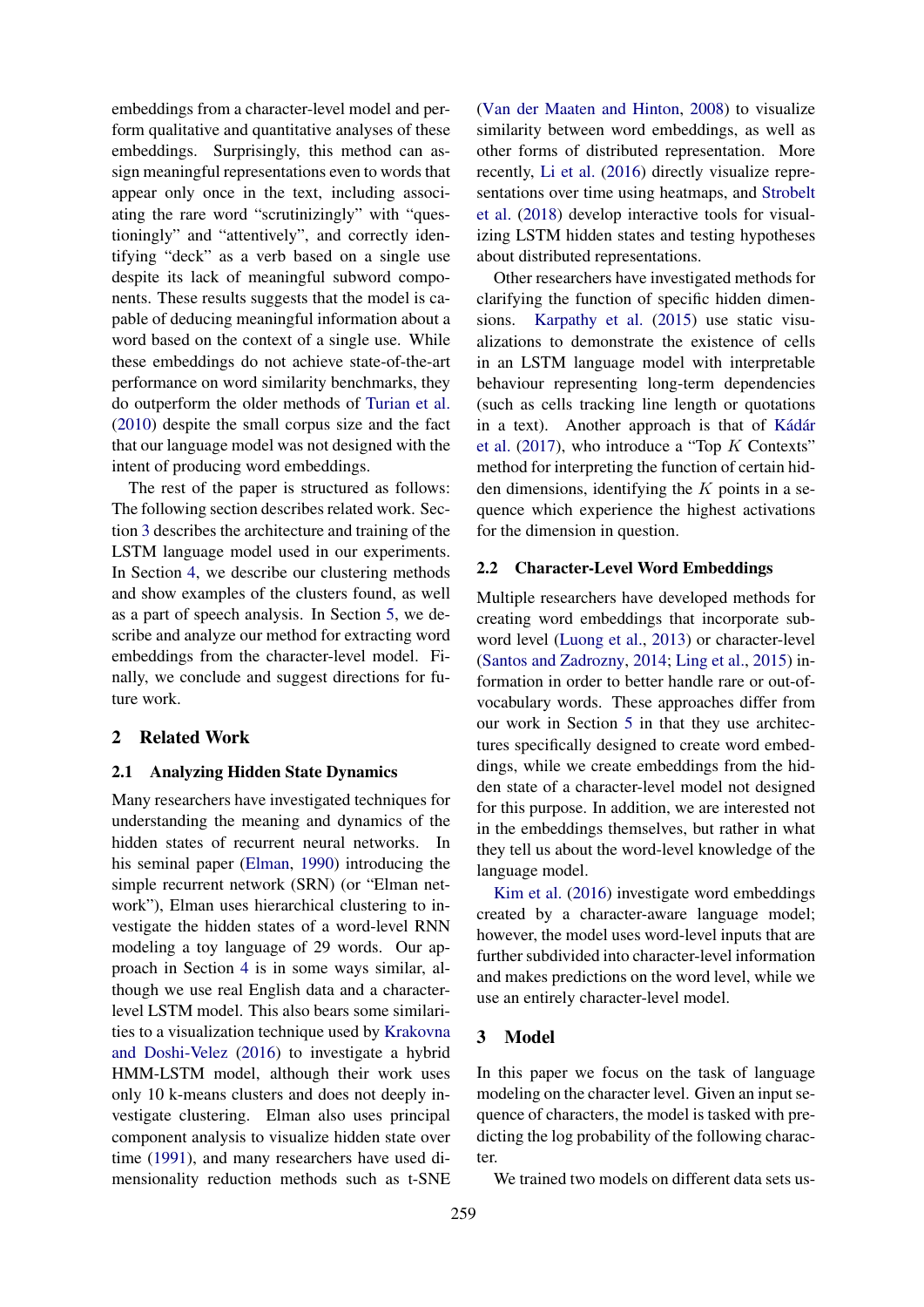embeddings from a character-level model and perform qualitative and quantitative analyses of these embeddings. Surprisingly, this method can assign meaningful representations even to words that appear only once in the text, including associating the rare word "scrutinizingly" with "questioningly" and "attentively", and correctly identifying "deck" as a verb based on a single use despite its lack of meaningful subword components. These results suggests that the model is capable of deducing meaningful information about a word based on the context of a single use. While these embeddings do not achieve state-of-the-art performance on word similarity benchmarks, they do outperform the older methods of Turian et al. (2010) despite the small corpus size and the fact that our language model was not designed with the intent of producing word embeddings.

The rest of the paper is structured as follows: The following section describes related work. Section 3 describes the architecture and training of the LSTM language model used in our experiments. In Section 4, we describe our clustering methods and show examples of the clusters found, as well as a part of speech analysis. In Section 5, we describe and analyze our method for extracting word embeddings from the character-level model. Finally, we conclude and suggest directions for future work.

## 2 Related Work

### 2.1 Analyzing Hidden State Dynamics

Many researchers have investigated techniques for understanding the meaning and dynamics of the hidden states of recurrent neural networks. In his seminal paper (Elman, 1990) introducing the simple recurrent network (SRN) (or "Elman network"), Elman uses hierarchical clustering to investigate the hidden states of a word-level RNN modeling a toy language of 29 words. Our approach in Section 4 is in some ways similar, although we use real English data and a character-level LSTM model. This also bears some similarities to a visualization technique used by Krakovna and Doshi-Velez (2016) to investigate a hybrid HMM-LSTM model, although their work uses only 10 k-means clusters and does not deeply investigate clustering. Elman also uses principal component analysis to visualize hidden state over time (1991), and many researchers have used dimensionality reduction methods such as t-SNE (Van der Maaten and Hinton, 2008) to visualize similarity between word embeddings, as well as other forms of distributed representation. More recently, Li et al. (2016) directly visualize representations over time using heatmaps, and Strobelt et al. (2018) develop interactive tools for visualizing LSTM hidden states and testing hypotheses about distributed representations.

Other researchers have investigated methods for clarifying the function of specific hidden dimensions. Karpathy et al. (2015) use static visualizations to demonstrate the existence of cells in an LSTM language model with interpretable behaviour representing long-term dependencies (such as cells tracking line length or quotations in a text). Another approach is that of Kádár et al. (2017), who introduce a "Top $K$ Contexts" method for interpreting the function of certain hidden dimensions, identifying the $K$ points in a sequence which experience the highest activations for the dimension in question.

### 2.2 Character-Level Word Embeddings

Multiple researchers have developed methods for creating word embeddings that incorporate subword level (Luong et al., 2013) or character-level (Santos and Zadrozny, 2014; Ling et al., 2015) information in order to better handle rare or out-of-vocabulary words. These approaches differ from our work in Section 5 in that they use architectures specifically designed to create word embeddings, while we create embeddings from the hidden state of a character-level model not designed for this purpose. In addition, we are interested not in the embeddings themselves, but rather in what they tell us about the word-level knowledge of the language model.

Kim et al. (2016) investigate word embeddings created by a character-aware language model; however, the model uses word-level inputs that are further subdivided into character-level information and makes predictions on the word level, while we use an entirely character-level model.

## 3 Model

In this paper we focus on the task of language modeling on the character level. Given an input sequence of characters, the model is tasked with predicting the log probability of the following character.

We trained two models on different data sets us-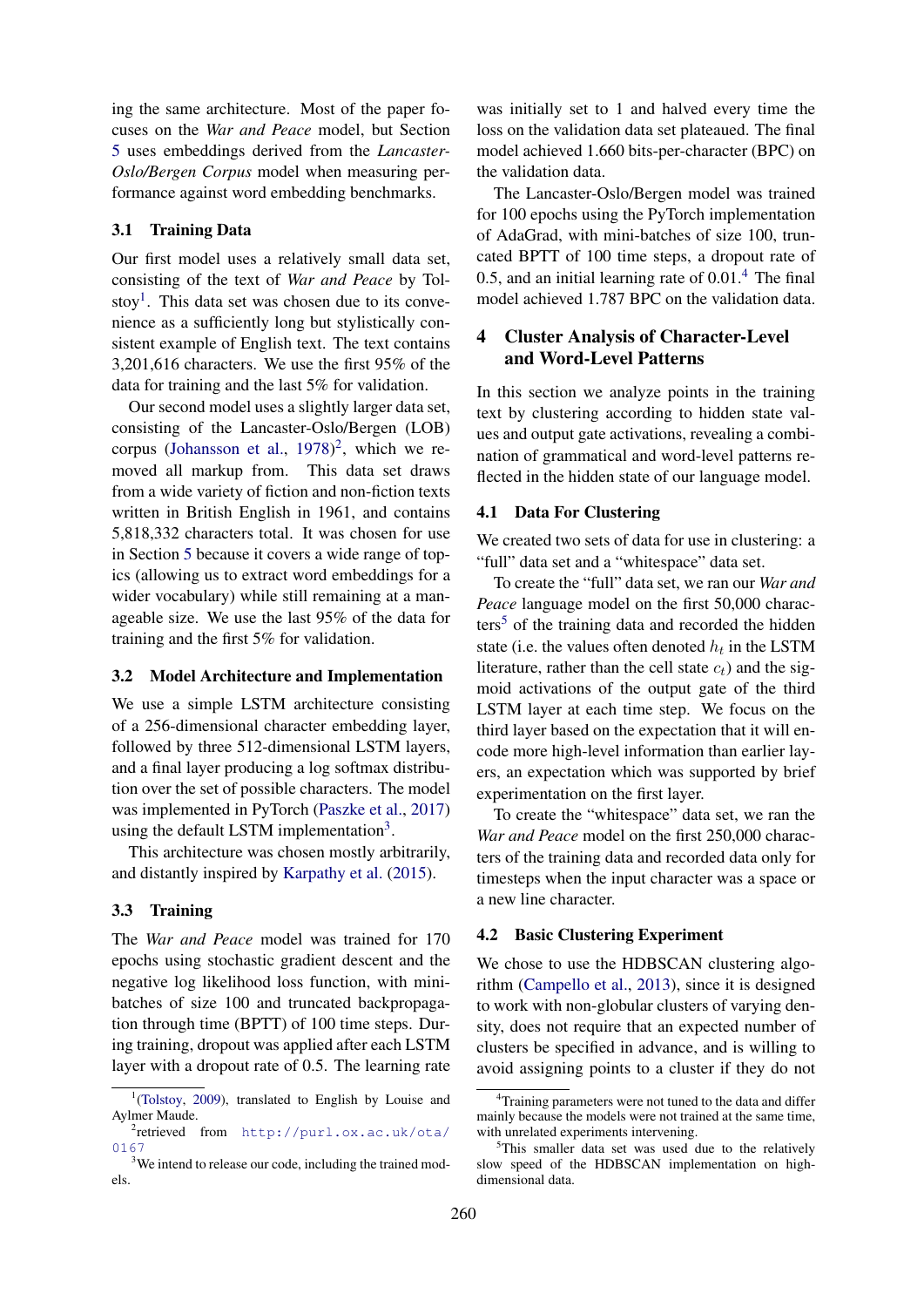ing the same architecture. Most of the paper focuses on the *War and Peace* model, but Section 5 uses embeddings derived from the *Lancaster-Oslo/Bergen Corpus* model when measuring performance against word embedding benchmarks.

### 3.1 Training Data

Our first model uses a relatively small data set, consisting of the text of *War and Peace* by Tolstoy[1]. This data set was chosen due to its convenience as a sufficiently long but stylistically consistent example of English text. The text contains 3,201,616 characters. We use the first 95% of the data for training and the last 5% for validation.

Our second model uses a slightly larger data set, consisting of the Lancaster-Oslo/Bergen (LOB) corpus (Johansson et al., 1978)[2], which we removed all markup from. This data set draws from a wide variety of fiction and non-fiction texts written in British English in 1961, and contains 5,818,332 characters total. It was chosen for use in Section 5 because it covers a wide range of topics (allowing us to extract word embeddings for a wider vocabulary) while still remaining at a manageable size. We use the last 95% of the data for training and the first 5% for validation.

### 3.2 Model Architecture and Implementation

We use a simple LSTM architecture consisting of a 256-dimensional character embedding layer, followed by three 512-dimensional LSTM layers, and a final layer producing a log softmax distribution over the set of possible characters. The model was implemented in PyTorch (Paszke et al., 2017) using the default LSTM implementation[3].

This architecture was chosen mostly arbitrarily, and distantly inspired by Karpathy et al. (2015).

### 3.3 Training

The *War and Peace* model was trained for 170 epochs using stochastic gradient descent and the negative log likelihood loss function, with mini-batches of size 100 and truncated backpropagation through time (BPTT) of 100 time steps. During training, dropout was applied after each LSTM layer with a dropout rate of 0.5. The learning rate was initially set to 1 and halved every time the loss on the validation data set plateaued. The final model achieved 1.660 bits-per-character (BPC) on the validation data.

The Lancaster-Oslo/Bergen model was trained for 100 epochs using the PyTorch implementation of AdaGrad, with mini-batches of size 100, truncated BPTT of 100 time steps, a dropout rate of 0.5, and an initial learning rate of 0.01.[4] The final model achieved 1.787 BPC on the validation data.

## 4 Cluster Analysis of Character-Level and Word-Level Patterns

In this section we analyze points in the training text by clustering according to hidden state values and output gate activations, revealing a combination of grammatical and word-level patterns reflected in the hidden state of our language model.

### 4.1 Data For Clustering

We created two sets of data for use in clustering: a "full" data set and a "whitespace" data set.

To create the "full" data set, we ran our *War and Peace* language model on the first 50,000 characters[5] of the training data and recorded the hidden state (i.e. the values often denoted $h_t$ in the LSTM literature, rather than the cell state $c_t$) and the sigmoid activations of the output gate of the third LSTM layer at each time step. We focus on the third layer based on the expectation that it will encode more high-level information than earlier layers, an expectation which was supported by brief experimentation on the first layer.

To create the "whitespace" data set, we ran the *War and Peace* model on the first 250,000 characters of the training data and recorded data only for timesteps when the input character was a space or a new line character.

### 4.2 Basic Clustering Experiment

We chose to use the HDBSCAN clustering algorithm (Campello et al., 2013), since it is designed to work with non-globular clusters of varying density, does not require that an expected number of clusters be specified in advance, and is willing to avoid assigning points to a cluster if they do not

---

[1](Tolstoy, 2009), translated to English by Louise and Aylmer Maude.

[2]retrieved from http://purl.ox.ac.uk/ota/0167

[3]We intend to release our code, including the trained models.

[4]Training parameters were not tuned to the data and differ mainly because the models were not trained at the same time, with unrelated experiments intervening.

[5]This smaller data set was used due to the relatively slow speed of the HDBSCAN implementation on high-dimensional data.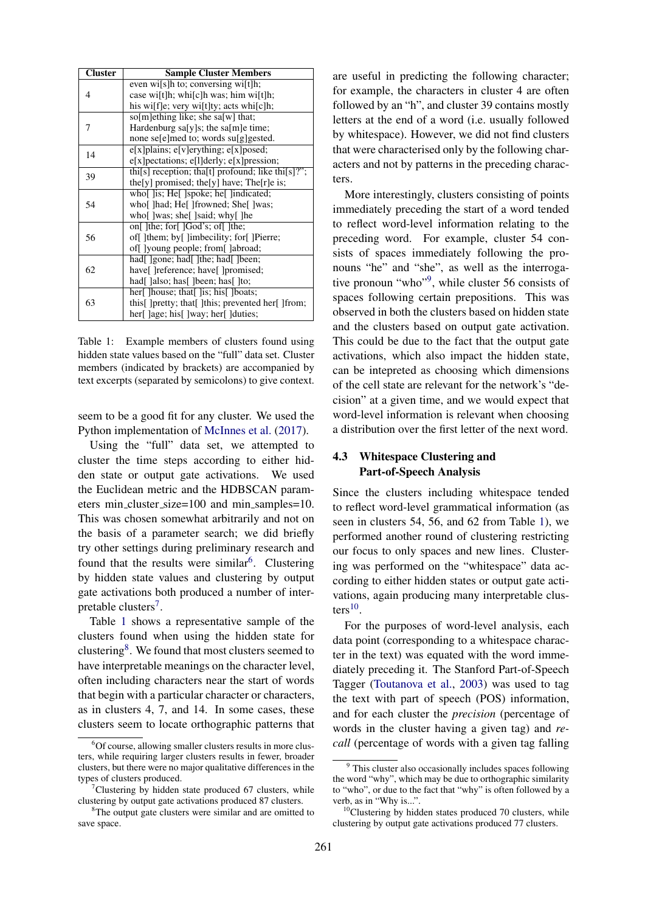| Cluster | Sample Cluster Members |
| --- | --- |
| 4 | even wi[s]h to; conversing wi[t]h; case wi[t]h; whi[c]h was; him wi[t]h; his wi[f]e; very wi[t]ty; acts whi[c]h; |
| 7 | so[m]ething like; she sa[w] that; Hardenburg sa[y]s; the sa[m]e time; none se[e]med to; words su[g]gested. |
| 14 | e[x]plains; e[v]erything; e[x]posed; e[x]pectations; e[l]derly; e[x]pression; |
| 39 | thi[s] reception; tha[t] profound; like thi[s]?"; the[y] promised; the[y] have; The[r]e is; |
| 54 | who[ ]is; He[ ]spoke; he[ ]indicated; who[ ]had; He[ ]frowned; She[ ]was; who[ ]was; she[ ]said; why[ ]he |
| 56 | on[ ]the; for[ ]God's; of[ ]the; of[ ]them; by[ ]imbecility; for[ ]Pierre; of[ ]young people; from[ ]abroad; |
| 62 | had[ ]gone; had[ ]the; had[ ]been; have[ ]reference; have[ ]promised; had[ ]also; has[ ]been; has[ ]to; |
| 63 | her[ ]house; that[ ]is; his[ ]boats; this[ ]pretty; that[ ]this; prevented her[ ]from; her[ ]age; his[ ]way; her[ ]duties; |

Table 1: Example members of clusters found using hidden state values based on the "full" data set. Cluster members (indicated by brackets) are accompanied by text excerpts (separated by semicolons) to give context.

seem to be a good fit for any cluster. We used the Python implementation of McInnes et al. (2017).

Using the "full" data set, we attempted to cluster the time steps according to either hidden state or output gate activations. We used the Euclidean metric and the HDBSCAN parameters min_cluster_size=100 and min_samples=10. This was chosen somewhat arbitrarily and not on the basis of a parameter search; we did briefly try other settings during preliminary research and found that the results were similar[6]. Clustering by hidden state values and clustering by output gate activations both produced a number of interpretable clusters[7].

Table 1 shows a representative sample of the clusters found when using the hidden state for clustering[8]. We found that most clusters seemed to have interpretable meanings on the character level, often including characters near the start of words that begin with a particular character or characters, as in clusters 4, 7, and 14. In some cases, these clusters seem to locate orthographic patterns that are useful in predicting the following character; for example, the characters in cluster 4 are often followed by an "h", and cluster 39 contains mostly letters at the end of a word (i.e. usually followed by whitespace). However, we did not find clusters that were characterised only by the following characters and not by patterns in the preceding characters.

More interestingly, clusters consisting of points immediately preceding the start of a word tended to reflect word-level information relating to the preceding word. For example, cluster 54 consists of spaces immediately following the pronouns "he" and "she", as well as the interrogative pronoun "who"[9], while cluster 56 consists of spaces following certain prepositions. This was observed in both the clusters based on hidden state and the clusters based on output gate activation. This could be due to the fact that the output gate activations, which also impact the hidden state, can be intepreted as choosing which dimensions of the cell state are relevant for the network's "decision" at a given time, and we would expect that word-level information is relevant when choosing a distribution over the first letter of the next word.

### 4.3 Whitespace Clustering and Part-of-Speech Analysis

Since the clusters including whitespace tended to reflect word-level grammatical information (as seen in clusters 54, 56, and 62 from Table 1), we performed another round of clustering restricting our focus to only spaces and new lines. Clustering was performed on the "whitespace" data according to either hidden states or output gate activations, again producing many interpretable clusters[10].

For the purposes of word-level analysis, each data point (corresponding to a whitespace character in the text) was equated with the word immediately preceding it. The Stanford Part-of-Speech Tagger (Toutanova et al., 2003) was used to tag the text with part of speech (POS) information, and for each cluster the *precision* (percentage of words in the cluster having a given tag) and *recall* (percentage of words with a given tag falling

[6] Of course, allowing smaller clusters results in more clusters, while requiring larger clusters results in fewer, broader clusters, but there were no major qualitative differences in the types of clusters produced.

[7] Clustering by hidden state produced 67 clusters, while clustering by output gate activations produced 87 clusters.

[8] The output gate clusters were similar and are omitted to save space.

[9] This cluster also occasionally includes spaces following the word "why", which may be due to orthographic similarity to "who", or due to the fact that "why" is often followed by a verb, as in "Why is...".

[10] Clustering by hidden states produced 70 clusters, while clustering by output gate activations produced 77 clusters.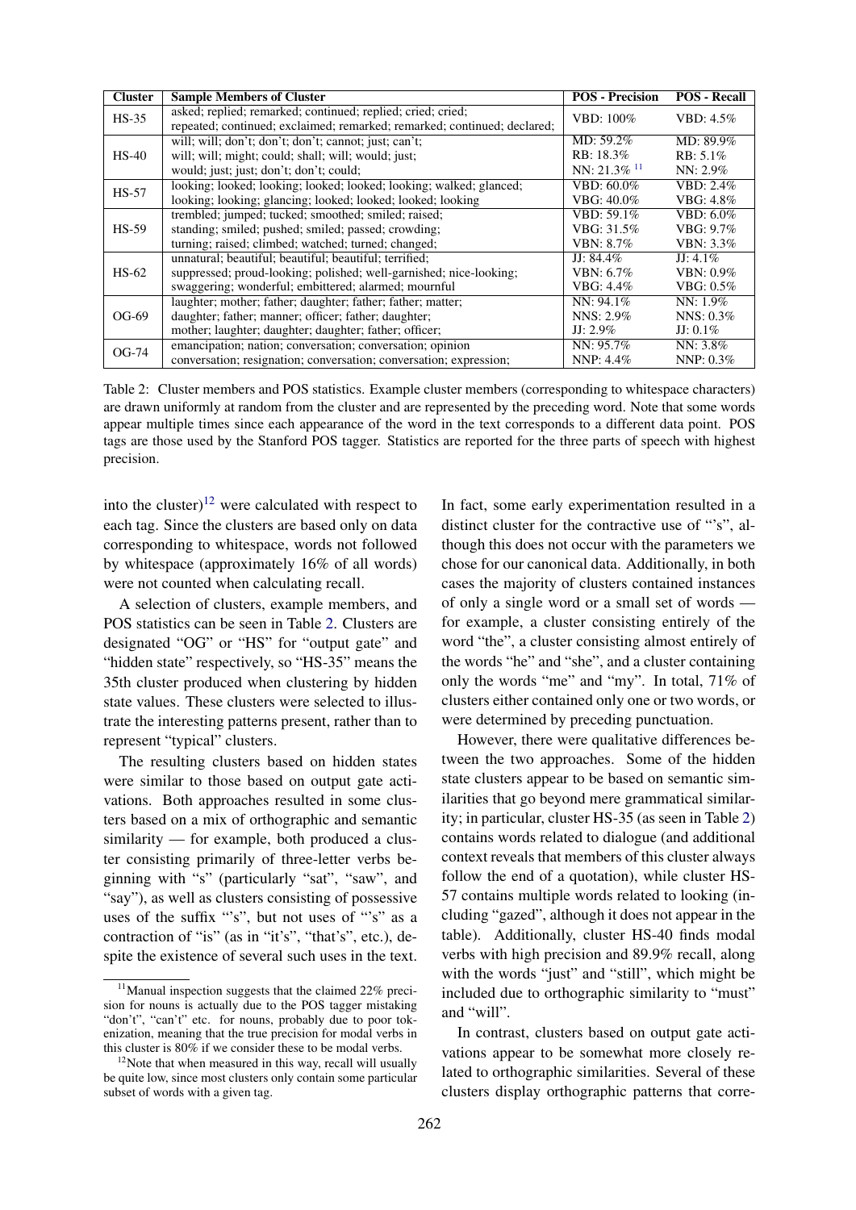| Cluster | Sample Members of Cluster | POS - Precision | POS - Recall |
|---|---|---|---|
| HS-35 | asked; replied; remarked; continued; replied; cried; cried; repeated; continued; exclaimed; remarked; remarked; continued; declared; | VBD: 100% | VBD: 4.5% |
| HS-40 | will; will; don't; don't; don't; cannot; just; can't; will; will; might; could; shall; will; would; just; would; just; just; don't; don't; could; | MD: 59.2% RB: 18.3% NN: 21.3% [11] | MD: 89.9% RB: 5.1% NN: 2.9% |
| HS-57 | looking; looked; looking; looked; looked; looking; walked; glanced; looking; looking; glancing; looked; looked; looked; looking | VBD: 60.0% VBG: 40.0% | VBD: 2.4% VBG: 4.8% |
| HS-59 | trembled; jumped; tucked; smoothed; smiled; raised; standing; smiled; pushed; smiled; passed; crowding; turning; raised; climbed; watched; turned; changed; | VBD: 59.1% VBG: 31.5% VBN: 8.7% | VBD: 6.0% VBG: 9.7% VBN: 3.3% |
| HS-62 | unnatural; beautiful; beautiful; beautiful; terrified; suppressed; proud-looking; polished; well-garnished; nice-looking; swaggering; wonderful; embittered; alarmed; mournful | JJ: 84.4% VBN: 6.7% VBG: 4.4% | JJ: 4.1% VBN: 0.9% VBG: 0.5% |
| OG-69 | laughter; mother; father; daughter; father; father; matter; daughter; father; manner; officer; father; daughter; mother; laughter; daughter; daughter; father; officer; | NN: 94.1% NNS: 2.9% JJ: 2.9% | NN: 1.9% NNS: 0.3% JJ: 0.1% |
| OG-74 | emancipation; nation; conversation; conversation; opinion conversation; resignation; conversation; conversation; expression; | NN: 95.7% NNP: 4.4% | NN: 3.8% NNP: 0.3% |

Table 2: Cluster members and POS statistics. Example cluster members (corresponding to whitespace characters) are drawn uniformly at random from the cluster and are represented by the preceding word. Note that some words appear multiple times since each appearance of the word in the text corresponds to a different data point. POS tags are those used by the Stanford POS tagger. Statistics are reported for the three parts of speech with highest precision.

into the cluster)[12] were calculated with respect to each tag. Since the clusters are based only on data corresponding to whitespace, words not followed by whitespace (approximately 16% of all words) were not counted when calculating recall.

A selection of clusters, example members, and POS statistics can be seen in Table 2. Clusters are designated "OG" or "HS" for "output gate" and "hidden state" respectively, so "HS-35" means the 35th cluster produced when clustering by hidden state values. These clusters were selected to illustrate the interesting patterns present, rather than to represent "typical" clusters.

The resulting clusters based on hidden states were similar to those based on output gate activations. Both approaches resulted in some clusters based on a mix of orthographic and semantic similarity — for example, both produced a cluster consisting primarily of three-letter verbs beginning with "s" (particularly "sat", "saw", and "say"), as well as clusters consisting of possessive uses of the suffix "'s", but not uses of "'s" as a contraction of "is" (as in "it's", "that's", etc.), despite the existence of several such uses in the text. In fact, some early experimentation resulted in a distinct cluster for the contractive use of "'s", although this does not occur with the parameters we chose for our canonical data. Additionally, in both cases the majority of clusters contained instances of only a single word or a small set of words — for example, a cluster consisting entirely of the word "the", a cluster consisting almost entirely of the words "he" and "she", and a cluster containing only the words "me" and "my". In total, 71% of clusters either contained only one or two words, or were determined by preceding punctuation.

However, there were qualitative differences between the two approaches. Some of the hidden state clusters appear to be based on semantic similarities that go beyond mere grammatical similarity; in particular, cluster HS-35 (as seen in Table 2) contains words related to dialogue (and additional context reveals that members of this cluster always follow the end of a quotation), while cluster HS-57 contains multiple words related to looking (including "gazed", although it does not appear in the table). Additionally, cluster HS-40 finds modal verbs with high precision and 89.9% recall, along with the words "just" and "still", which might be included due to orthographic similarity to "must" and "will".

In contrast, clusters based on output gate activations appear to be somewhat more closely related to orthographic similarities. Several of these clusters display orthographic patterns that corre-

[11] Manual inspection suggests that the claimed 22% precision for nouns is actually due to the POS tagger mistaking "don't", "can't" etc. for nouns, probably due to poor tokenization, meaning that the true precision for modal verbs in this cluster is 80% if we consider these to be modal verbs.

[12] Note that when measured in this way, recall will usually be quite low, since most clusters only contain some particular subset of words with a given tag.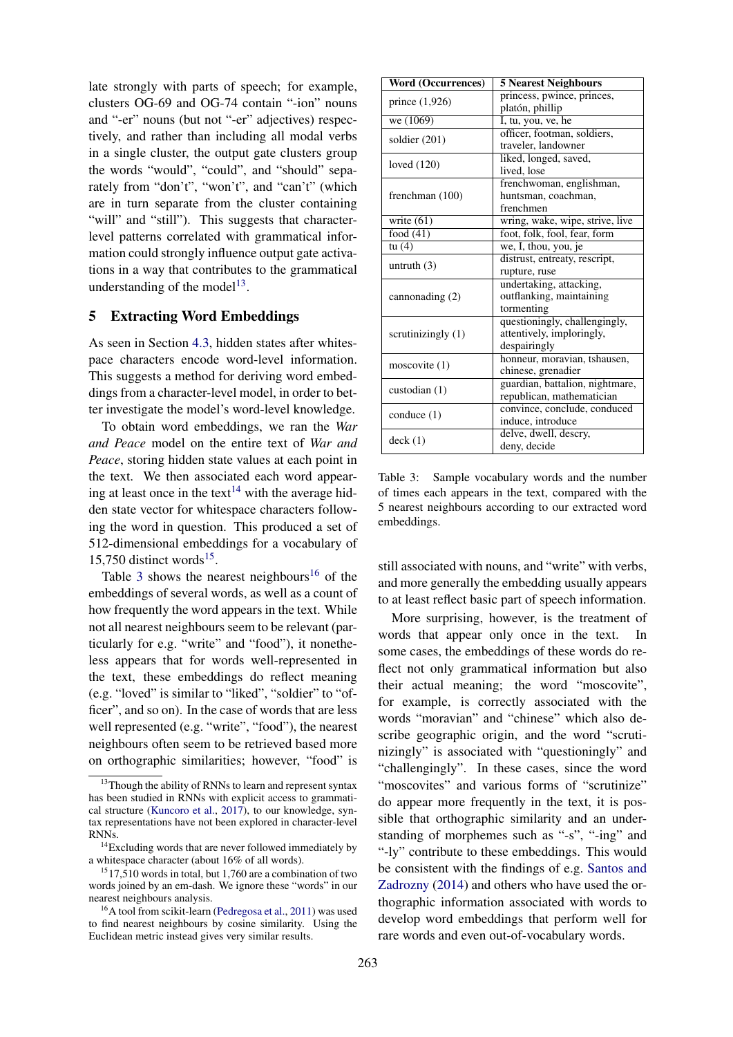late strongly with parts of speech; for example, clusters OG-69 and OG-74 contain "-ion" nouns and "-er" nouns (but not "-er" adjectives) respectively, and rather than including all modal verbs in a single cluster, the output gate clusters group the words "would", "could", and "should" separately from "don't", "won't", and "can't" (which are in turn separate from the cluster containing "will" and "still"). This suggests that character-level patterns correlated with grammatical information could strongly influence output gate activations in a way that contributes to the grammatical understanding of the model[13].

## 5 Extracting Word Embeddings

As seen in Section 4.3, hidden states after whitespace characters encode word-level information. This suggests a method for deriving word embeddings from a character-level model, in order to better investigate the model's word-level knowledge.

To obtain word embeddings, we ran the *War and Peace* model on the entire text of *War and Peace*, storing hidden state values at each point in the text. We then associated each word appearing at least once in the text[14] with the average hidden state vector for whitespace characters following the word in question. This produced a set of 512-dimensional embeddings for a vocabulary of 15,750 distinct words[15].

Table 3 shows the nearest neighbours[16] of the embeddings of several words, as well as a count of how frequently the word appears in the text. While not all nearest neighbours seem to be relevant (particularly for e.g. "write" and "food"), it nonetheless appears that for words well-represented in the text, these embeddings do reflect meaning (e.g. "loved" is similar to "liked", "soldier" to "officer", and so on). In the case of words that are less well represented (e.g. "write", "food"), the nearest neighbours often seem to be retrieved based more on orthographic similarities; however, "food" is still associated with nouns, and "write" with verbs, and more generally the embedding usually appears to at least reflect basic part of speech information.

| Word (Occurrences) | 5 Nearest Neighbours |
|---|---|
| prince (1,926) | princess, pwince, princes, platón, phillip |
| we (1069) | I, tu, you, ve, he |
| soldier (201) | officer, footman, soldiers, traveler, landowner |
| loved (120) | liked, longed, saved, lived, lose |
| frenchman (100) | frenchwoman, englishman, huntsman, coachman, frenchmen |
| write (61) | wring, wake, wipe, strive, live |
| food (41) | foot, folk, fool, fear, form |
| tu (4) | we, I, thou, you, je |
| untruth (3) | distrust, entreaty, rescript, rupture, ruse |
| cannonading (2) | undertaking, attacking, outflanking, maintaining tormenting |
| scrutinizingly (1) | questioningly, challengingly, attentively, imploringly, despairingly |
| moscovite (1) | honneur, moravian, tshausen, chinese, grenadier |
| custodian (1) | guardian, battalion, nightmare, republican, mathematician |
| conduce (1) | convince, conclude, conduced induce, introduce |
| deck (1) | delve, dwell, descry, deny, decide |

Table 3: Sample vocabulary words and the number of times each appears in the text, compared with the 5 nearest neighbours according to our extracted word embeddings.

More surprising, however, is the treatment of words that appear only once in the text. In some cases, the embeddings of these words do reflect not only grammatical information but also their actual meaning; the word "moscovite", for example, is correctly associated with the words "moravian" and "chinese" which also describe geographic origin, and the word "scrutinizingly" is associated with "questioningly" and "challengingly". In these cases, since the word "moscovites" and various forms of "scrutinize" do appear more frequently in the text, it is possible that orthographic similarity and an understanding of morphemes such as "-s", "-ing" and "-ly" contribute to these embeddings. This would be consistent with the findings of e.g. Santos and Zadrozny (2014) and others who have used the orthographic information associated with words to develop word embeddings that perform well for rare words and even out-of-vocabulary words.

---

[13] Though the ability of RNNs to learn and represent syntax has been studied in RNNs with explicit access to grammatical structure (Kuncoro et al., 2017), to our knowledge, syntax representations have not been explored in character-level RNNs.

[14] Excluding words that are never followed immediately by a whitespace character (about 16% of all words).

[15] 17,510 words in total, but 1,760 are a combination of two words joined by an em-dash. We ignore these "words" in our nearest neighbours analysis.

[16] A tool from scikit-learn (Pedregosa et al., 2011) was used to find nearest neighbours by cosine similarity. Using the Euclidean metric instead gives very similar results.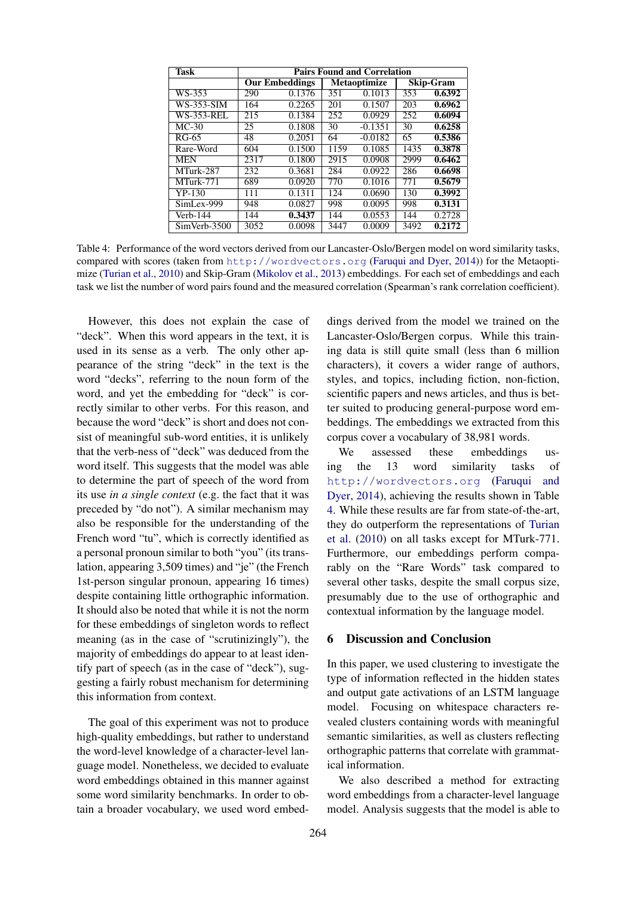| Task | Pairs Found and Correlation | | | | | |
|---|---|---|---|---|---|---|
| | Our Embeddings | | Metaoptimize | | Skip-Gram | |
| WS-353 | 290 | 0.1376 | 351 | 0.1013 | 353 | **0.6392** |
| WS-353-SIM | 164 | 0.2265 | 201 | 0.1507 | 203 | **0.6962** |
| WS-353-REL | 215 | 0.1384 | 252 | 0.0929 | 252 | **0.6094** |
| MC-30 | 25 | 0.1808 | 30 | -0.1351 | 30 | **0.6258** |
| RG-65 | 48 | 0.2051 | 64 | -0.0182 | 65 | **0.5386** |
| Rare-Word | 604 | 0.1500 | 1159 | 0.1085 | 1435 | **0.3878** |
| MEN | 2317 | 0.1800 | 2915 | 0.0908 | 2999 | **0.6462** |
| MTurk-287 | 232 | 0.3681 | 284 | 0.0922 | 286 | **0.6698** |
| MTurk-771 | 689 | 0.0920 | 770 | 0.1016 | 771 | **0.5679** |
| YP-130 | 111 | 0.1311 | 124 | 0.0690 | 130 | **0.3992** |
| SimLex-999 | 948 | 0.0827 | 998 | 0.0095 | 998 | **0.3131** |
| Verb-144 | 144 | **0.3437** | 144 | 0.0553 | 144 | 0.2728 |
| SimVerb-3500 | 3052 | 0.0098 | 3447 | 0.0009 | 3492 | **0.2172** |

Table 4: Performance of the word vectors derived from our Lancaster-Oslo/Bergen model on word similarity tasks, compared with scores (taken from http://wordvectors.org (Faruqui and Dyer, 2014)) for the Metaoptimize (Turian et al., 2010) and Skip-Gram (Mikolov et al., 2013) embeddings. For each set of embeddings and each task we list the number of word pairs found and the measured correlation (Spearman's rank correlation coefficient).

However, this does not explain the case of "deck". When this word appears in the text, it is used in its sense as a verb. The only other appearance of the string "deck" in the text is the word "decks", referring to the noun form of the word, and yet the embedding for "deck" is correctly similar to other verbs. For this reason, and because the word "deck" is short and does not consist of meaningful sub-word entities, it is unlikely that the verb-ness of "deck" was deduced from the word itself. This suggests that the model was able to determine the part of speech of the word from its use *in a single context* (e.g. the fact that it was preceded by "do not"). A similar mechanism may also be responsible for the understanding of the French word "tu", which is correctly identified as a personal pronoun similar to both "you" (its translation, appearing 3,509 times) and "je" (the French 1st-person singular pronoun, appearing 16 times) despite containing little orthographic information. It should also be noted that while it is not the norm for these embeddings of singleton words to reflect meaning (as in the case of "scrutinizingly"), the majority of embeddings do appear to at least identify part of speech (as in the case of "deck"), suggesting a fairly robust mechanism for determining this information from context.

The goal of this experiment was not to produce high-quality embeddings, but rather to understand the word-level knowledge of a character-level language model. Nonetheless, we decided to evaluate word embeddings obtained in this manner against some word similarity benchmarks. In order to obtain a broader vocabulary, we used word embeddings derived from the model we trained on the Lancaster-Oslo/Bergen corpus. While this training data is still quite small (less than 6 million characters), it covers a wider range of authors, styles, and topics, including fiction, non-fiction, scientific papers and news articles, and thus is better suited to producing general-purpose word embeddings. The embeddings we extracted from this corpus cover a vocabulary of 38,981 words.

We assessed these embeddings using the 13 word similarity tasks of http://wordvectors.org (Faruqui and Dyer, 2014), achieving the results shown in Table 4. While these results are far from state-of-the-art, they do outperform the representations of Turian et al. (2010) on all tasks except for MTurk-771. Furthermore, our embeddings perform comparably on the "Rare Words" task compared to several other tasks, despite the small corpus size, presumably due to the use of orthographic and contextual information by the language model.

## 6 Discussion and Conclusion

In this paper, we used clustering to investigate the type of information reflected in the hidden states and output gate activations of an LSTM language model. Focusing on whitespace characters revealed clusters containing words with meaningful semantic similarities, as well as clusters reflecting orthographic patterns that correlate with grammatical information.

We also described a method for extracting word embeddings from a character-level language model. Analysis suggests that the model is able to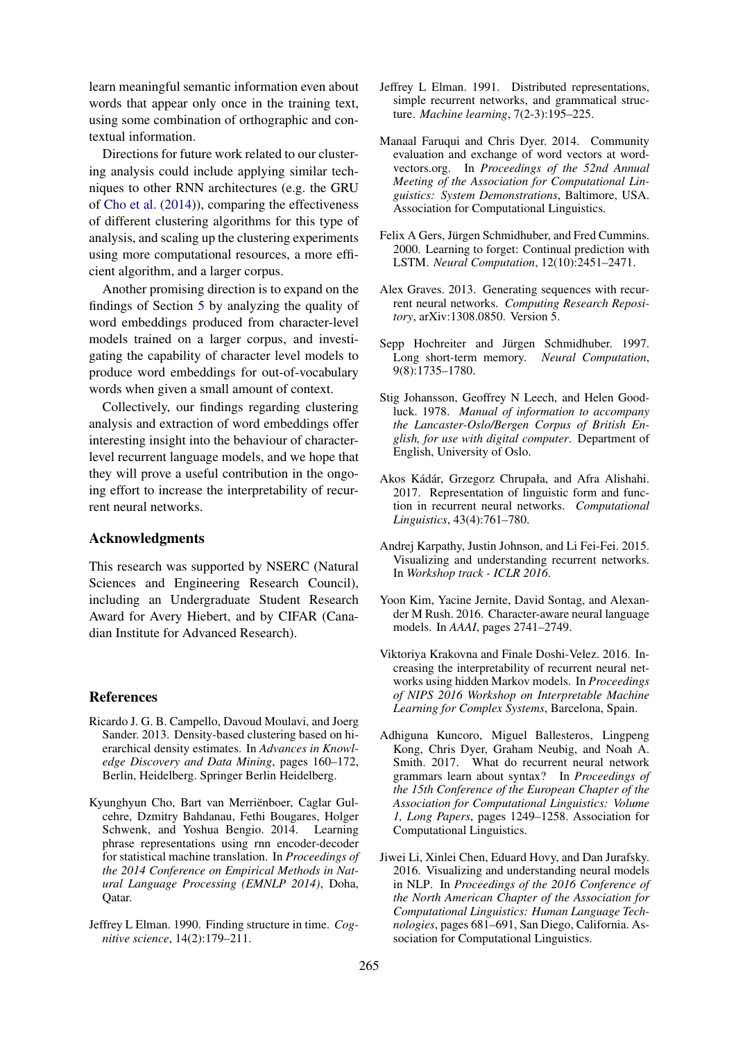learn meaningful semantic information even about words that appear only once in the training text, using some combination of orthographic and contextual information.

Directions for future work related to our clustering analysis could include applying similar techniques to other RNN architectures (e.g. the GRU of Cho et al. (2014)), comparing the effectiveness of different clustering algorithms for this type of analysis, and scaling up the clustering experiments using more computational resources, a more efficient algorithm, and a larger corpus.

Another promising direction is to expand on the findings of Section 5 by analyzing the quality of word embeddings produced from character-level models trained on a larger corpus, and investigating the capability of character level models to produce word embeddings for out-of-vocabulary words when given a small amount of context.

Collectively, our findings regarding clustering analysis and extraction of word embeddings offer interesting insight into the behaviour of character-level recurrent language models, and we hope that they will prove a useful contribution in the ongoing effort to increase the interpretability of recurrent neural networks.

## Acknowledgments

This research was supported by NSERC (Natural Sciences and Engineering Research Council), including an Undergraduate Student Research Award for Avery Hiebert, and by CIFAR (Canadian Institute for Advanced Research).

## References

Ricardo J. G. B. Campello, Davoud Moulavi, and Joerg Sander. 2013. Density-based clustering based on hierarchical density estimates. In *Advances in Knowledge Discovery and Data Mining*, pages 160–172, Berlin, Heidelberg. Springer Berlin Heidelberg.

Kyunghyun Cho, Bart van Merriënboer, Caglar Gulcehre, Dzmitry Bahdanau, Fethi Bougares, Holger Schwenk, and Yoshua Bengio. 2014. Learning phrase representations using rnn encoder-decoder for statistical machine translation. In *Proceedings of the 2014 Conference on Empirical Methods in Natural Language Processing (EMNLP 2014)*, Doha, Qatar.

Jeffrey L Elman. 1990. Finding structure in time. *Cognitive science*, 14(2):179–211.

Jeffrey L Elman. 1991. Distributed representations, simple recurrent networks, and grammatical structure. *Machine learning*, 7(2-3):195–225.

Manaal Faruqui and Chris Dyer. 2014. Community evaluation and exchange of word vectors at wordvectors.org. In *Proceedings of the 52nd Annual Meeting of the Association for Computational Linguistics: System Demonstrations*, Baltimore, USA. Association for Computational Linguistics.

Felix A Gers, Jürgen Schmidhuber, and Fred Cummins. 2000. Learning to forget: Continual prediction with LSTM. *Neural Computation*, 12(10):2451–2471.

Alex Graves. 2013. Generating sequences with recurrent neural networks. *Computing Research Repository*, arXiv:1308.0850. Version 5.

Sepp Hochreiter and Jürgen Schmidhuber. 1997. Long short-term memory. *Neural Computation*, 9(8):1735–1780.

Stig Johansson, Geoffrey N Leech, and Helen Goodluck. 1978. *Manual of information to accompany the Lancaster-Oslo/Bergen Corpus of British English, for use with digital computer*. Department of English, University of Oslo.

Akos Kádár, Grzegorz Chrupała, and Afra Alishahi. 2017. Representation of linguistic form and function in recurrent neural networks. *Computational Linguistics*, 43(4):761–780.

Andrej Karpathy, Justin Johnson, and Li Fei-Fei. 2015. Visualizing and understanding recurrent networks. In *Workshop track - ICLR 2016*.

Yoon Kim, Yacine Jernite, David Sontag, and Alexander M Rush. 2016. Character-aware neural language models. In *AAAI*, pages 2741–2749.

Viktoriya Krakovna and Finale Doshi-Velez. 2016. Increasing the interpretability of recurrent neural networks using hidden Markov models. In *Proceedings of NIPS 2016 Workshop on Interpretable Machine Learning for Complex Systems*, Barcelona, Spain.

Adhiguna Kuncoro, Miguel Ballesteros, Lingpeng Kong, Chris Dyer, Graham Neubig, and Noah A. Smith. 2017. What do recurrent neural network grammars learn about syntax? In *Proceedings of the 15th Conference of the European Chapter of the Association for Computational Linguistics: Volume 1, Long Papers*, pages 1249–1258. Association for Computational Linguistics.

Jiwei Li, Xinlei Chen, Eduard Hovy, and Dan Jurafsky. 2016. Visualizing and understanding neural models in NLP. In *Proceedings of the 2016 Conference of the North American Chapter of the Association for Computational Linguistics: Human Language Technologies*, pages 681–691, San Diego, California. Association for Computational Linguistics.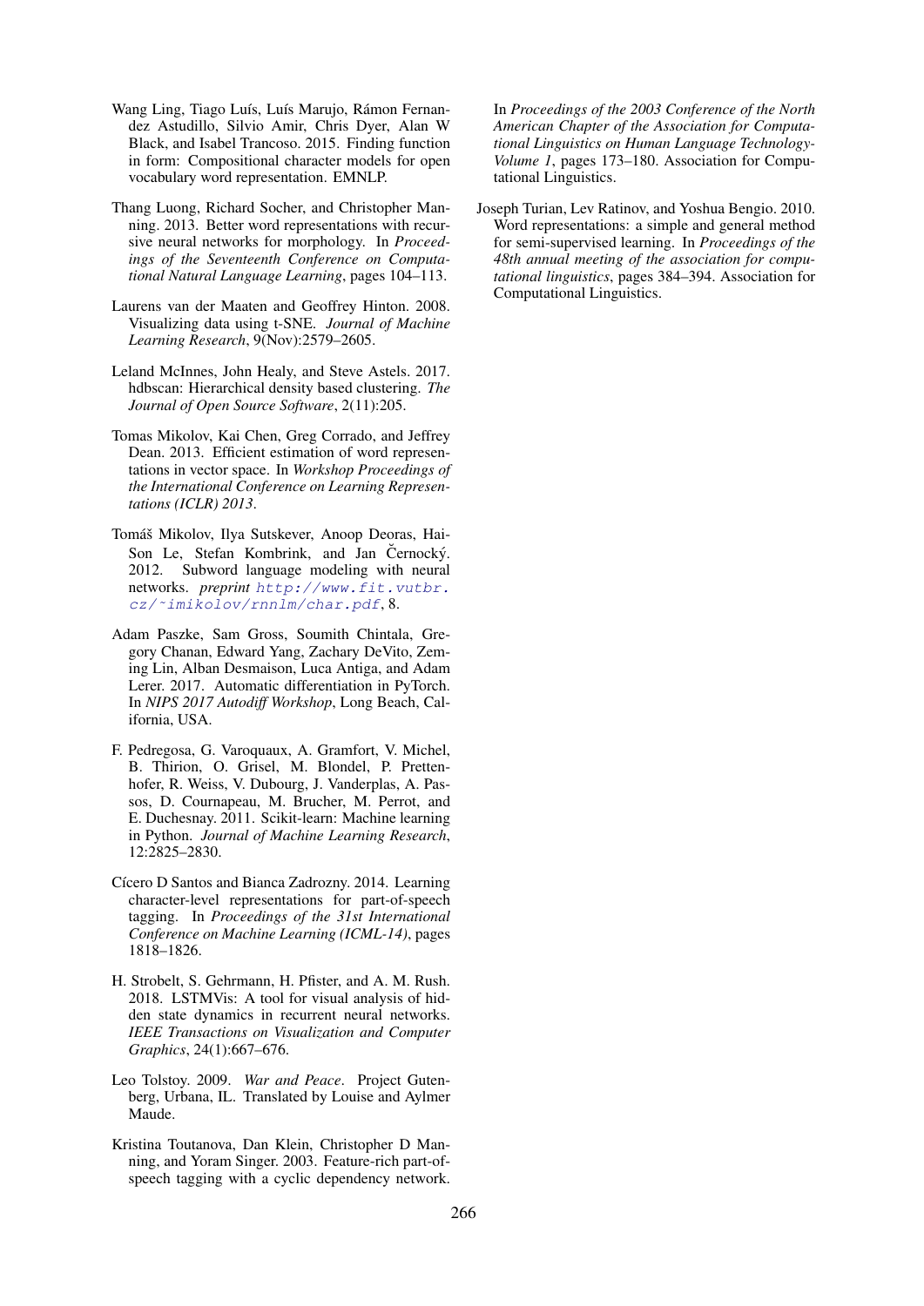Wang Ling, Tiago Luís, Luís Marujo, Rámon Fernandez Astudillo, Silvio Amir, Chris Dyer, Alan W Black, and Isabel Trancoso. 2015. Finding function in form: Compositional character models for open vocabulary word representation. EMNLP.

Thang Luong, Richard Socher, and Christopher Manning. 2013. Better word representations with recursive neural networks for morphology. In *Proceedings of the Seventeenth Conference on Computational Natural Language Learning*, pages 104–113.

Laurens van der Maaten and Geoffrey Hinton. 2008. Visualizing data using t-SNE. *Journal of Machine Learning Research*, 9(Nov):2579–2605.

Leland McInnes, John Healy, and Steve Astels. 2017. hdbscan: Hierarchical density based clustering. *The Journal of Open Source Software*, 2(11):205.

Tomas Mikolov, Kai Chen, Greg Corrado, and Jeffrey Dean. 2013. Efficient estimation of word representations in vector space. In *Workshop Proceedings of the International Conference on Learning Representations (ICLR) 2013*.

Tomáš Mikolov, Ilya Sutskever, Anoop Deoras, Hai-Son Le, Stefan Kombrink, and Jan Černocký. 2012. Subword language modeling with neural networks. *preprint* http://www.fit.vutbr.cz/~imikolov/rnnlm/char.pdf, 8.

Adam Paszke, Sam Gross, Soumith Chintala, Gregory Chanan, Edward Yang, Zachary DeVito, Zeming Lin, Alban Desmaison, Luca Antiga, and Adam Lerer. 2017. Automatic differentiation in PyTorch. In *NIPS 2017 Autodiff Workshop*, Long Beach, California, USA.

F. Pedregosa, G. Varoquaux, A. Gramfort, V. Michel, B. Thirion, O. Grisel, M. Blondel, P. Prettenhofer, R. Weiss, V. Dubourg, J. Vanderplas, A. Passos, D. Cournapeau, M. Brucher, M. Perrot, and E. Duchesnay. 2011. Scikit-learn: Machine learning in Python. *Journal of Machine Learning Research*, 12:2825–2830.

Cícero D Santos and Bianca Zadrozny. 2014. Learning character-level representations for part-of-speech tagging. In *Proceedings of the 31st International Conference on Machine Learning (ICML-14)*, pages 1818–1826.

H. Strobelt, S. Gehrmann, H. Pfister, and A. M. Rush. 2018. LSTMVis: A tool for visual analysis of hidden state dynamics in recurrent neural networks. *IEEE Transactions on Visualization and Computer Graphics*, 24(1):667–676.

Leo Tolstoy. 2009. *War and Peace*. Project Gutenberg, Urbana, IL. Translated by Louise and Aylmer Maude.

Kristina Toutanova, Dan Klein, Christopher D Manning, and Yoram Singer. 2003. Feature-rich part-of-speech tagging with a cyclic dependency network. In *Proceedings of the 2003 Conference of the North American Chapter of the Association for Computational Linguistics on Human Language Technology-Volume 1*, pages 173–180. Association for Computational Linguistics.

Joseph Turian, Lev Ratinov, and Yoshua Bengio. 2010. Word representations: a simple and general method for semi-supervised learning. In *Proceedings of the 48th annual meeting of the association for computational linguistics*, pages 384–394. Association for Computational Linguistics.